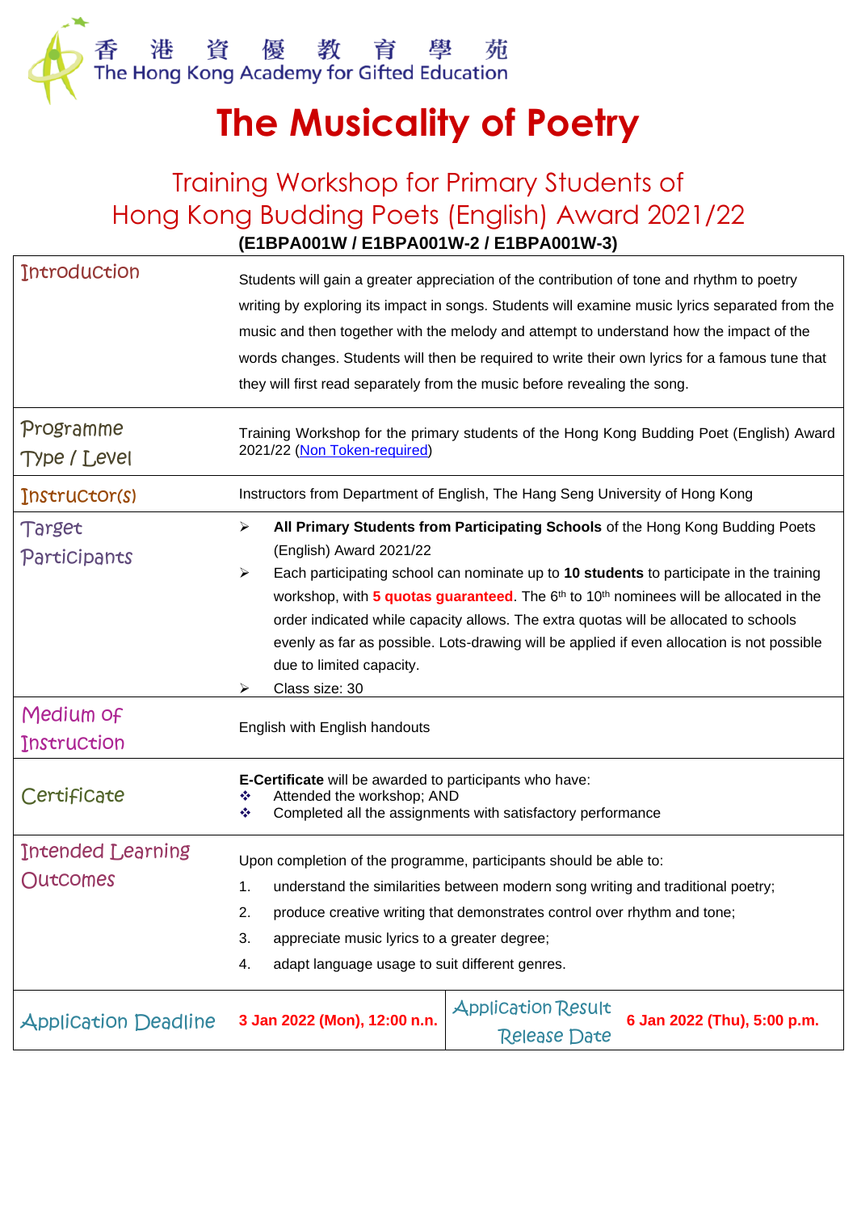香 港 資 優 教 育 學 苑
The Hong Kong Academy for Gifted Education

# The Musicality of Poetry

## Training Workshop for Primary Students of Hong Kong Budding Poets (English) Award 2021/22

**(E1BPA001W / E1BPA001W-2 / E1BPA001W-3)**

| | |
|---|---|
| Introduction | Students will gain a greater appreciation of the contribution of tone and rhythm to poetry writing by exploring its impact in songs. Students will examine music lyrics separated from the music and then together with the melody and attempt to understand how the impact of the words changes. Students will then be required to write their own lyrics for a famous tune that they will first read separately from the music before revealing the song. |
| Programme Type / Level | Training Workshop for the primary students of the Hong Kong Budding Poet (English) Award 2021/22 (Non Token-required) |
| Instructor(s) | Instructors from Department of English, The Hang Seng University of Hong Kong |
| Target Participants | ➢ **All Primary Students from Participating Schools** of the Hong Kong Budding Poets (English) Award 2021/22<br>➢ Each participating school can nominate up to **10 students** to participate in the training workshop, with **5 quotas guaranteed**. The 6th to 10th nominees will be allocated in the order indicated while capacity allows. The extra quotas will be allocated to schools evenly as far as possible. Lots-drawing will be applied if even allocation is not possible due to limited capacity.<br>➢ Class size: 30 |
| Medium of Instruction | English with English handouts |
| Certificate | **E-Certificate** will be awarded to participants who have:<br>❖ Attended the workshop; AND<br>❖ Completed all the assignments with satisfactory performance |
| Intended Learning Outcomes | Upon completion of the programme, participants should be able to:<br>1. understand the similarities between modern song writing and traditional poetry;<br>2. produce creative writing that demonstrates control over rhythm and tone;<br>3. appreciate music lyrics to a greater degree;<br>4. adapt language usage to suit different genres. |

| | | | |
|---|---|---|---|
| Application Deadline | **3 Jan 2022 (Mon), 12:00 n.n.** | Application Result Release Date | **6 Jan 2022 (Thu), 5:00 p.m.** |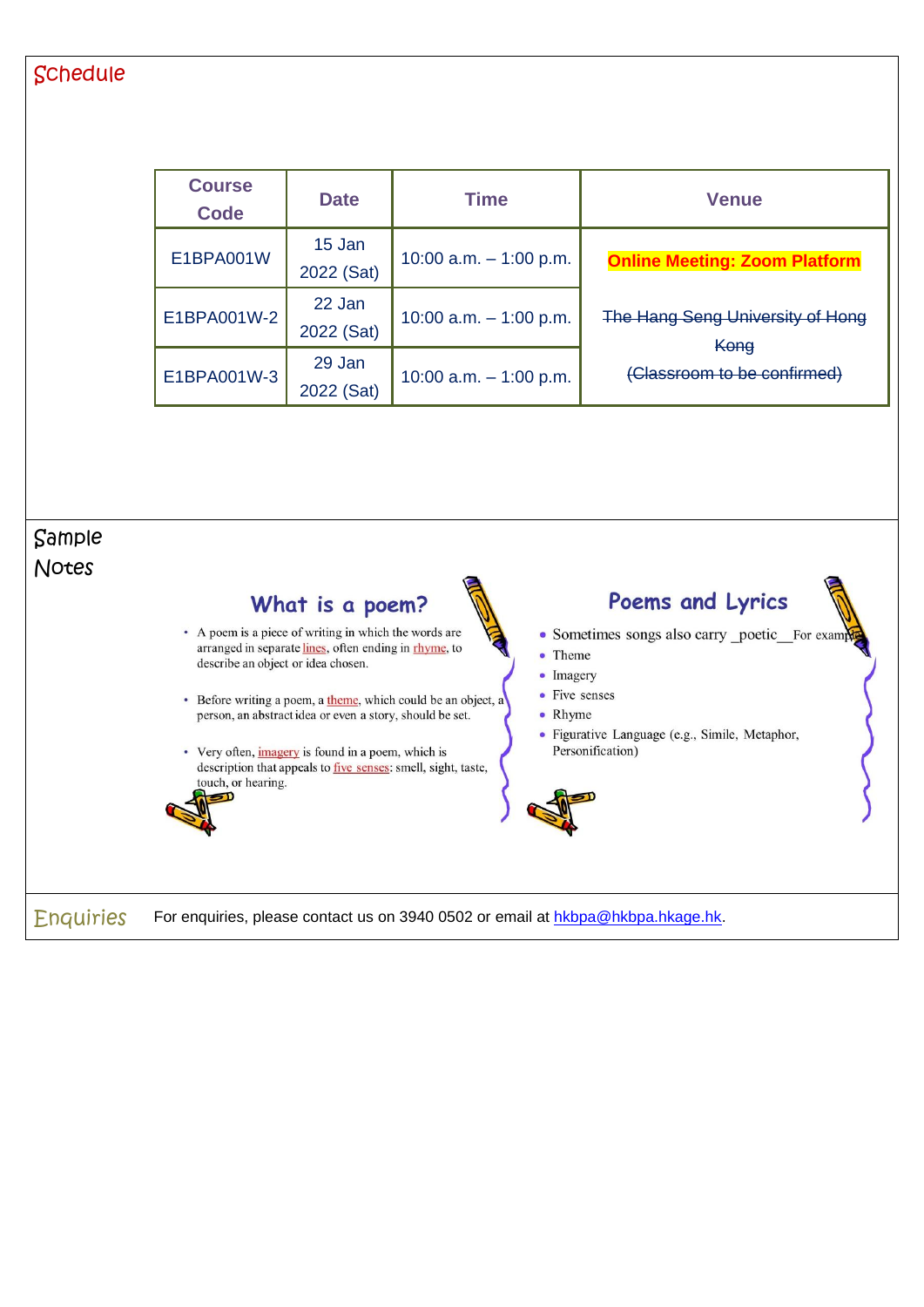## Schedule

| Course Code | Date | Time | Venue |
|---|---|---|---|
| E1BPA001W | 15 Jan 2022 (Sat) | 10:00 a.m. – 1:00 p.m. | **Online Meeting: Zoom Platform** ~~The Hang Seng University of Hong Kong (Classroom to be confirmed)~~ |
| E1BPA001W-2 | 22 Jan 2022 (Sat) | 10:00 a.m. – 1:00 p.m. | |
| E1BPA001W-3 | 29 Jan 2022 (Sat) | 10:00 a.m. – 1:00 p.m. | |

## Sample Notes

### What is a poem?

- A poem is a piece of writing in which the words are arranged in separate lines, often ending in rhyme, to describe an object or idea chosen.
- Before writing a poem, a theme, which could be an object, a person, an abstract idea or even a story, should be set.
- Very often, imagery is found in a poem, which is description that appeals to five senses: smell, sight, taste, touch, or hearing.

### Poems and Lyrics

- Sometimes songs also carry _poetic__For example
- Theme
- Imagery
- Five senses
- Rhyme
- Figurative Language (e.g., Simile, Metaphor, Personification)

## Enquiries

For enquiries, please contact us on 3940 0502 or email at hkbpa@hkbpa.hkage.hk.